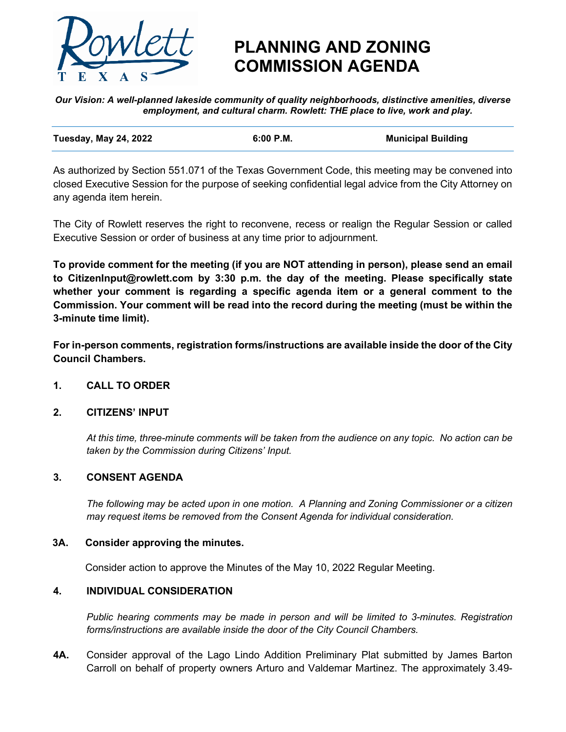# PLANNING AND ZONING COMMISSION AGENDA

***Our Vision: A well-planned lakeside community of quality neighborhoods, distinctive amenities, diverse employment, and cultural charm. Rowlett: THE place to live, work and play.***

| **Tuesday, May 24, 2022** | **6:00 P.M.** | **Municipal Building** |
|---|---|---|

As authorized by Section 551.071 of the Texas Government Code, this meeting may be convened into closed Executive Session for the purpose of seeking confidential legal advice from the City Attorney on any agenda item herein.

The City of Rowlett reserves the right to reconvene, recess or realign the Regular Session or called Executive Session or order of business at any time prior to adjournment.

**To provide comment for the meeting (if you are NOT attending in person), please send an email to CitizenInput@rowlett.com by 3:30 p.m. the day of the meeting. Please specifically state whether your comment is regarding a specific agenda item or a general comment to the Commission. Your comment will be read into the record during the meeting (must be within the 3-minute time limit).**

**For in-person comments, registration forms/instructions are available inside the door of the City Council Chambers.**

## 1. CALL TO ORDER

## 2. CITIZENS' INPUT

*At this time, three-minute comments will be taken from the audience on any topic. No action can be taken by the Commission during Citizens' Input.*

## 3. CONSENT AGENDA

*The following may be acted upon in one motion. A Planning and Zoning Commissioner or a citizen may request items be removed from the Consent Agenda for individual consideration.*

### 3A. Consider approving the minutes.

Consider action to approve the Minutes of the May 10, 2022 Regular Meeting.

## 4. INDIVIDUAL CONSIDERATION

*Public hearing comments may be made in person and will be limited to 3-minutes. Registration forms/instructions are available inside the door of the City Council Chambers.*

**4A.** Consider approval of the Lago Lindo Addition Preliminary Plat submitted by James Barton Carroll on behalf of property owners Arturo and Valdemar Martinez. The approximately 3.49-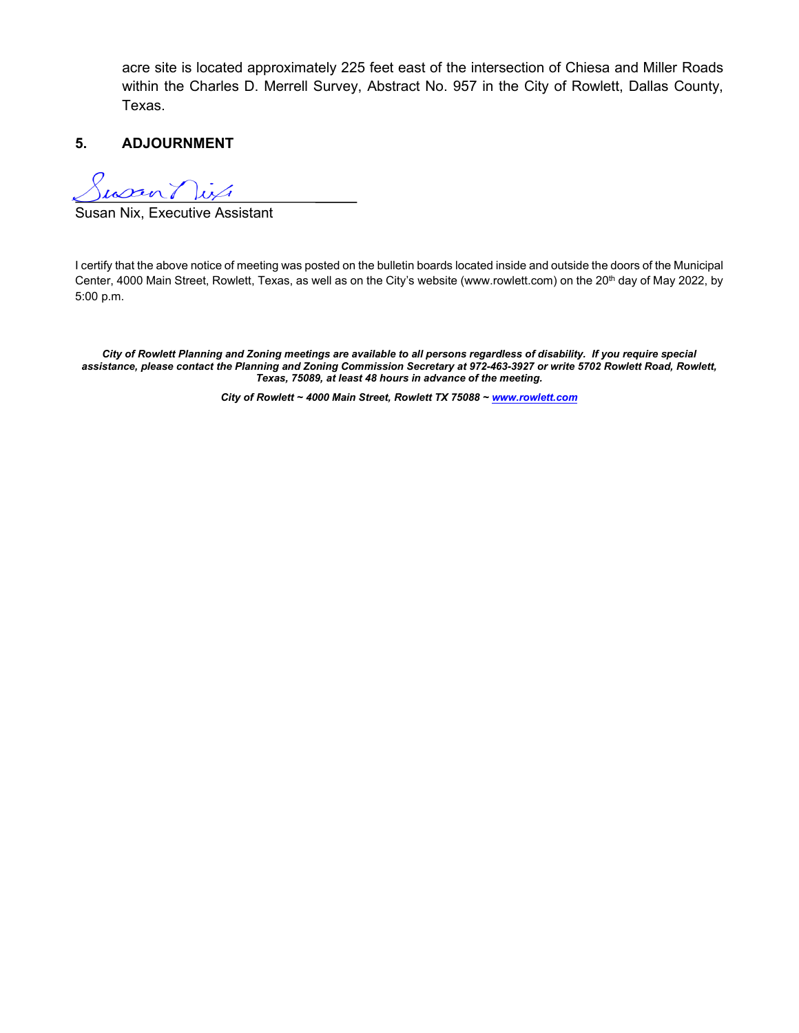acre site is located approximately 225 feet east of the intersection of Chiesa and Miller Roads within the Charles D. Merrell Survey, Abstract No. 957 in the City of Rowlett, Dallas County, Texas.

## 5. ADJOURNMENT

Susan Nix, Executive Assistant

I certify that the above notice of meeting was posted on the bulletin boards located inside and outside the doors of the Municipal Center, 4000 Main Street, Rowlett, Texas, as well as on the City's website (www.rowlett.com) on the 20th day of May 2022, by 5:00 p.m.

***City of Rowlett Planning and Zoning meetings are available to all persons regardless of disability. If you require special assistance, please contact the Planning and Zoning Commission Secretary at 972-463-3927 or write 5702 Rowlett Road, Rowlett, Texas, 75089, at least 48 hours in advance of the meeting.***

***City of Rowlett ~ 4000 Main Street, Rowlett TX 75088 ~ www.rowlett.com***